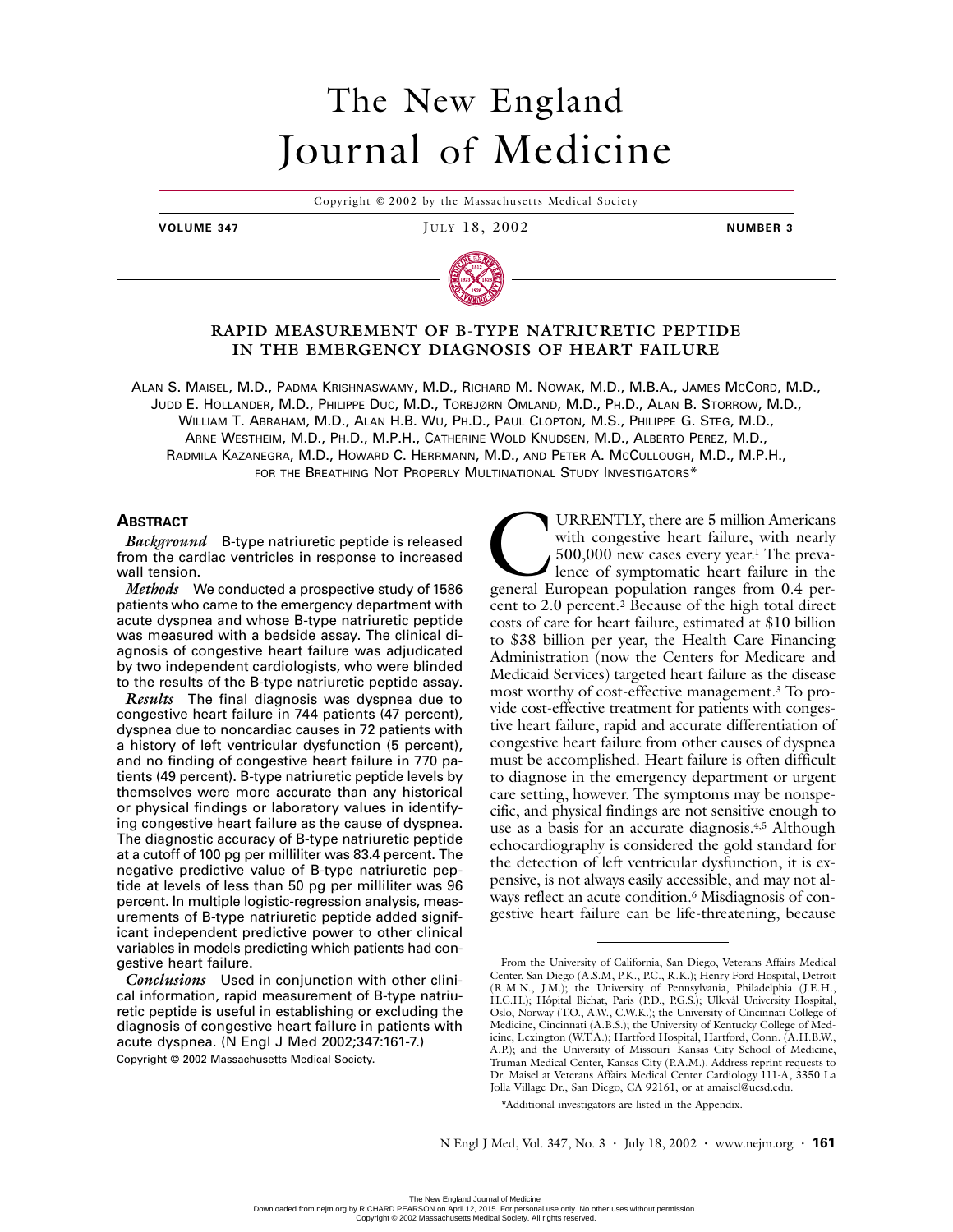# The New England Journal of Medicine

Copyright © 2002 by the Massachusetts Medical Society

**VOLUME 347** JULY 18, 2002 **NUMBER 3**

## RAPID MEASUREMENT OF B-TYPE NATRIURETIC PEPTIDE IN THE EMERGENCY DIAGNOSIS OF HEART FAILURE

ALAN S. MAISEL, M.D., PADMA KRISHNASWAMY, M.D., RICHARD M. NOWAK, M.D., M.B.A., JAMES MCCORD, M.D., JUDD E. HOLLANDER, M.D., PHILIPPE DUC, M.D., TORBJØRN OMLAND, M.D., PH.D., ALAN B. STORROW, M.D., WILLIAM T. ABRAHAM, M.D., ALAN H.B. WU, PH.D., PAUL CLOPTON, M.S., PHILIPPE G. STEG, M.D., ARNE WESTHEIM, M.D., PH.D., M.P.H., CATHERINE WOLD KNUDSEN, M.D., ALBERTO PEREZ, M.D., RADMILA KAZANEGRA, M.D., HOWARD C. HERRMANN, M.D., AND PETER A. MCCULLOUGH, M.D., M.P.H., FOR THE BREATHING NOT PROPERLY MULTINATIONAL STUDY INVESTIGATORS*

### ABSTRACT

*Background* B-type natriuretic peptide is released from the cardiac ventricles in response to increased wall tension.

*Methods* We conducted a prospective study of 1586 patients who came to the emergency department with acute dyspnea and whose B-type natriuretic peptide was measured with a bedside assay. The clinical diagnosis of congestive heart failure was adjudicated by two independent cardiologists, who were blinded to the results of the B-type natriuretic peptide assay.

*Results* The final diagnosis was dyspnea due to congestive heart failure in 744 patients (47 percent), dyspnea due to noncardiac causes in 72 patients with a history of left ventricular dysfunction (5 percent), and no finding of congestive heart failure in 770 patients (49 percent). B-type natriuretic peptide levels by themselves were more accurate than any historical or physical findings or laboratory values in identifying congestive heart failure as the cause of dyspnea. The diagnostic accuracy of B-type natriuretic peptide at a cutoff of 100 pg per milliliter was 83.4 percent. The negative predictive value of B-type natriuretic peptide at levels of less than 50 pg per milliliter was 96 percent. In multiple logistic-regression analysis, measurements of B-type natriuretic peptide added significant independent predictive power to other clinical variables in models predicting which patients had congestive heart failure.

*Conclusions* Used in conjunction with other clinical information, rapid measurement of B-type natriuretic peptide is useful in establishing or excluding the diagnosis of congestive heart failure in patients with acute dyspnea. (N Engl J Med 2002;347:161-7.)

Copyright © 2002 Massachusetts Medical Society.

CURRENTLY, there are 5 million Americans with congestive heart failure, with nearly 500,000 new cases every year.[1] The prevalence of symptomatic heart failure in the general European population ranges from 0.4 percent to 2.0 percent.[2] Because of the high total direct costs of care for heart failure, estimated at $10 billion to $38 billion per year, the Health Care Financing Administration (now the Centers for Medicare and Medicaid Services) targeted heart failure as the disease most worthy of cost-effective management.[3] To provide cost-effective treatment for patients with congestive heart failure, rapid and accurate differentiation of congestive heart failure from other causes of dyspnea must be accomplished. Heart failure is often difficult to diagnose in the emergency department or urgent care setting, however. The symptoms may be nonspecific, and physical findings are not sensitive enough to use as a basis for an accurate diagnosis.[4,5] Although echocardiography is considered the gold standard for the detection of left ventricular dysfunction, it is expensive, is not always easily accessible, and may not always reflect an acute condition.[6] Misdiagnosis of congestive heart failure can be life-threatening, because

From the University of California, San Diego, Veterans Affairs Medical Center, San Diego (A.S.M., P.K., P.C., R.K.); Henry Ford Hospital, Detroit (R.M.N., J.M.); the University of Pennsylvania, Philadelphia (J.E.H., H.C.H.); Hôpital Bichat, Paris (P.D., P.G.S.); Ullevål University Hospital, Oslo, Norway (T.O., A.W., C.W.K.); the University of Cincinnati College of Medicine, Cincinnati (A.B.S.); the University of Kentucky College of Medicine, Lexington (W.T.A.); Hartford Hospital, Hartford, Conn. (A.H.B.W., A.P.); and the University of Missouri–Kansas City School of Medicine, Truman Medical Center, Kansas City (P.A.M.). Address reprint requests to Dr. Maisel at Veterans Affairs Medical Center Cardiology 111-A, 3350 La Jolla Village Dr., San Diego, CA 92161, or at amaisel@ucsd.edu.

*Additional investigators are listed in the Appendix.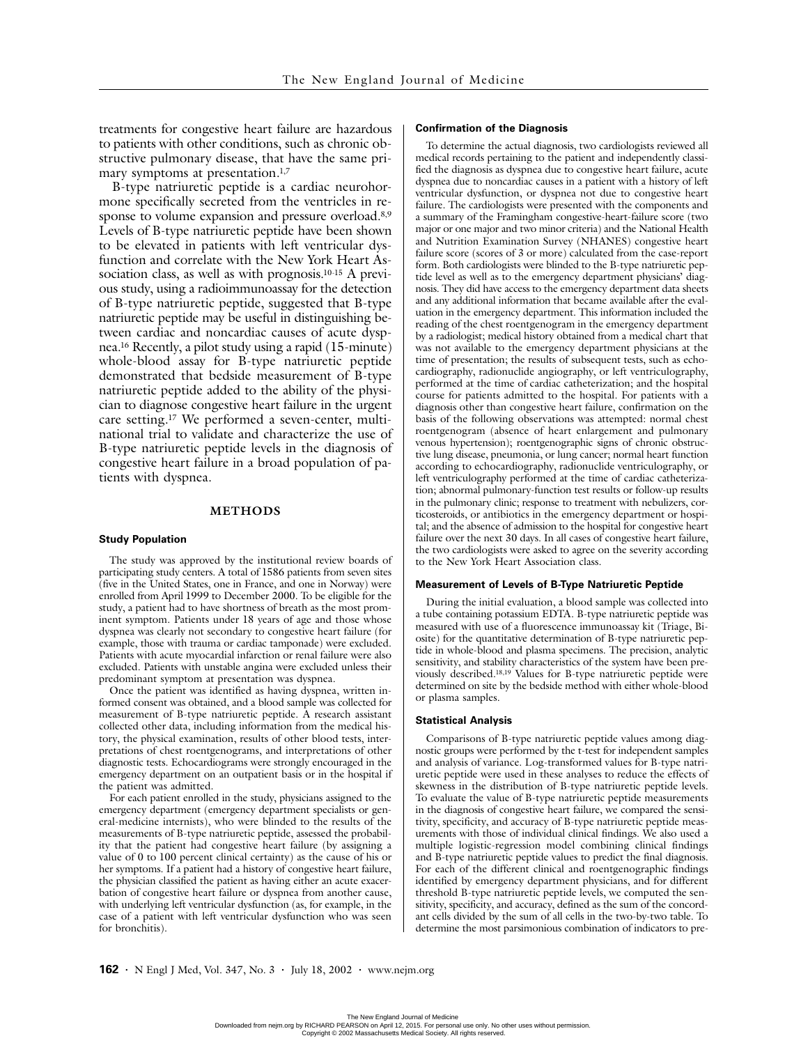treatments for congestive heart failure are hazardous to patients with other conditions, such as chronic obstructive pulmonary disease, that have the same primary symptoms at presentation.[1,7]

B-type natriuretic peptide is a cardiac neurohormone specifically secreted from the ventricles in response to volume expansion and pressure overload.[8,9] Levels of B-type natriuretic peptide have been shown to be elevated in patients with left ventricular dysfunction and correlate with the New York Heart Association class, as well as with prognosis.[10-15] A previous study, using a radioimmunoassay for the detection of B-type natriuretic peptide, suggested that B-type natriuretic peptide may be useful in distinguishing between cardiac and noncardiac causes of acute dyspnea.[16] Recently, a pilot study using a rapid (15-minute) whole-blood assay for B-type natriuretic peptide demonstrated that bedside measurement of B-type natriuretic peptide added to the ability of the physician to diagnose congestive heart failure in the urgent care setting.[17] We performed a seven-center, multinational trial to validate and characterize the use of B-type natriuretic peptide levels in the diagnosis of congestive heart failure in a broad population of patients with dyspnea.

## METHODS

### Study Population

The study was approved by the institutional review boards of participating study centers. A total of 1586 patients from seven sites (five in the United States, one in France, and one in Norway) were enrolled from April 1999 to December 2000. To be eligible for the study, a patient had to have shortness of breath as the most prominent symptom. Patients under 18 years of age and those whose dyspnea was clearly not secondary to congestive heart failure (for example, those with trauma or cardiac tamponade) were excluded. Patients with acute myocardial infarction or renal failure were also excluded. Patients with unstable angina were excluded unless their predominant symptom at presentation was dyspnea.

Once the patient was identified as having dyspnea, written informed consent was obtained, and a blood sample was collected for measurement of B-type natriuretic peptide. A research assistant collected other data, including information from the medical history, the physical examination, results of other blood tests, interpretations of chest roentgenograms, and interpretations of other diagnostic tests. Echocardiograms were strongly encouraged in the emergency department on an outpatient basis or in the hospital if the patient was admitted.

For each patient enrolled in the study, physicians assigned to the emergency department (emergency department specialists or general-medicine internists), who were blinded to the results of the measurements of B-type natriuretic peptide, assessed the probability that the patient had congestive heart failure (by assigning a value of 0 to 100 percent clinical certainty) as the cause of his or her symptoms. If a patient had a history of congestive heart failure, the physician classified the patient as having either an acute exacerbation of congestive heart failure or dyspnea from another cause, with underlying left ventricular dysfunction (as, for example, in the case of a patient with left ventricular dysfunction who was seen for bronchitis).

### Confirmation of the Diagnosis

To determine the actual diagnosis, two cardiologists reviewed all medical records pertaining to the patient and independently classified the diagnosis as dyspnea due to congestive heart failure, acute dyspnea due to noncardiac causes in a patient with a history of left ventricular dysfunction, or dyspnea not due to congestive heart failure. The cardiologists were presented with the components and a summary of the Framingham congestive-heart-failure score (two major or one major and two minor criteria) and the National Health and Nutrition Examination Survey (NHANES) congestive heart failure score (scores of 3 or more) calculated from the case-report form. Both cardiologists were blinded to the B-type natriuretic peptide level as well as to the emergency department physicians' diagnosis. They did have access to the emergency department data sheets and any additional information that became available after the evaluation in the emergency department. This information included the reading of the chest roentgenogram in the emergency department by a radiologist; medical history obtained from a medical chart that was not available to the emergency department physicians at the time of presentation; the results of subsequent tests, such as echocardiography, radionuclide angiography, or left ventriculography, performed at the time of cardiac catheterization; and the hospital course for patients admitted to the hospital. For patients with a diagnosis other than congestive heart failure, confirmation on the basis of the following observations was attempted: normal chest roentgenogram (absence of heart enlargement and pulmonary venous hypertension); roentgenographic signs of chronic obstructive lung disease, pneumonia, or lung cancer; normal heart function according to echocardiography, radionuclide ventriculography, or left ventriculography performed at the time of cardiac catheterization; abnormal pulmonary-function test results or follow-up results in the pulmonary clinic; response to treatment with nebulizers, corticosteroids, or antibiotics in the emergency department or hospital; and the absence of admission to the hospital for congestive heart failure over the next 30 days. In all cases of congestive heart failure, the two cardiologists were asked to agree on the severity according to the New York Heart Association class.

### Measurement of Levels of B-Type Natriuretic Peptide

During the initial evaluation, a blood sample was collected into a tube containing potassium EDTA. B-type natriuretic peptide was measured with use of a fluorescence immunoassay kit (Triage, Biosite) for the quantitative determination of B-type natriuretic peptide in whole-blood and plasma specimens. The precision, analytic sensitivity, and stability characteristics of the system have been previously described.[18,19] Values for B-type natriuretic peptide were determined on site by the bedside method with either whole-blood or plasma samples.

### Statistical Analysis

Comparisons of B-type natriuretic peptide values among diagnostic groups were performed by the t-test for independent samples and analysis of variance. Log-transformed values for B-type natriuretic peptide were used in these analyses to reduce the effects of skewness in the distribution of B-type natriuretic peptide levels. To evaluate the value of B-type natriuretic peptide measurements in the diagnosis of congestive heart failure, we compared the sensitivity, specificity, and accuracy of B-type natriuretic peptide measurements with those of individual clinical findings. We also used a multiple logistic-regression model combining clinical findings and B-type natriuretic peptide values to predict the final diagnosis. For each of the different clinical and roentgenographic findings identified by emergency department physicians, and for different threshold B-type natriuretic peptide levels, we computed the sensitivity, specificity, and accuracy, defined as the sum of the concordant cells divided by the sum of all cells in the two-by-two table. To determine the most parsimonious combination of indicators to pre-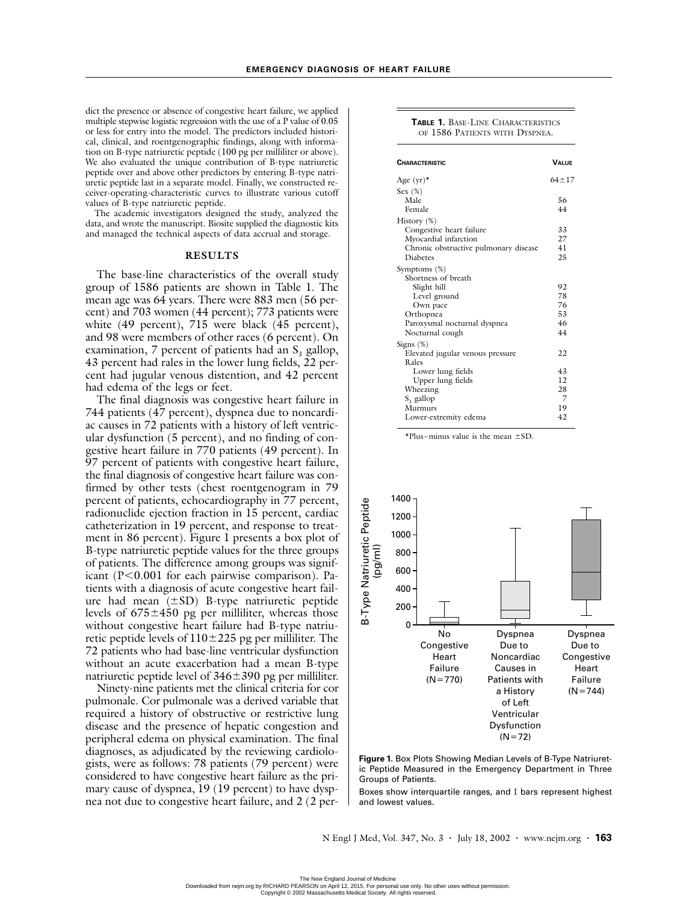dict the presence or absence of congestive heart failure, we applied multiple stepwise logistic regression with the use of a P value of 0.05 or less for entry into the model. The predictors included historical, clinical, and roentgenographic findings, along with information on B-type natriuretic peptide (100 pg per milliliter or above). We also evaluated the unique contribution of B-type natriuretic peptide over and above other predictors by entering B-type natriuretic peptide last in a separate model. Finally, we constructed receiver-operating-characteristic curves to illustrate various cutoff values of B-type natriuretic peptide.

The academic investigators designed the study, analyzed the data, and wrote the manuscript. Biosite supplied the diagnostic kits and managed the technical aspects of data accrual and storage.

## RESULTS

The base-line characteristics of the overall study group of 1586 patients are shown in Table 1. The mean age was 64 years. There were 883 men (56 percent) and 703 women (44 percent); 773 patients were white (49 percent), 715 were black (45 percent), and 98 were members of other races (6 percent). On examination, 7 percent of patients had an $S_3$ gallop, 43 percent had rales in the lower lung fields, 22 percent had jugular venous distention, and 42 percent had edema of the legs or feet.

The final diagnosis was congestive heart failure in 744 patients (47 percent), dyspnea due to noncardiac causes in 72 patients with a history of left ventricular dysfunction (5 percent), and no finding of congestive heart failure in 770 patients (49 percent). In 97 percent of patients with congestive heart failure, the final diagnosis of congestive heart failure was confirmed by other tests (chest roentgenogram in 79 percent of patients, echocardiography in 77 percent, radionuclide ejection fraction in 15 percent, cardiac catheterization in 19 percent, and response to treatment in 86 percent). Figure 1 presents a box plot of B-type natriuretic peptide values for the three groups of patients. The difference among groups was significant ($P<0.001$ for each pairwise comparison). Patients with a diagnosis of acute congestive heart failure had mean (±SD) B-type natriuretic peptide levels of 675±450 pg per milliliter, whereas those without congestive heart failure had B-type natriuretic peptide levels of 110±225 pg per milliliter. The 72 patients who had base-line ventricular dysfunction without an acute exacerbation had a mean B-type natriuretic peptide level of 346±390 pg per milliliter.

Ninety-nine patients met the clinical criteria for cor pulmonale. Cor pulmonale was a derived variable that required a history of obstructive or restrictive lung disease and the presence of hepatic congestion and peripheral edema on physical examination. The final diagnoses, as adjudicated by the reviewing cardiologists, were as follows: 78 patients (79 percent) were considered to have congestive heart failure as the primary cause of dyspnea, 19 (19 percent) to have dyspnea not due to congestive heart failure, and 2 (2 per-

**TABLE 1.** BASE-LINE CHARACTERISTICS OF 1586 PATIENTS WITH DYSPNEA.

| CHARACTERISTIC | VALUE |
|---|---|
| Age (yr)* | 64±17 |
| Sex (%) | |
| Male | 56 |
| Female | 44 |
| History (%) | |
| Congestive heart failure | 33 |
| Myocardial infarction | 27 |
| Chronic obstructive pulmonary disease | 41 |
| Diabetes | 25 |
| Symptoms (%) | |
| Shortness of breath | |
| Slight hill | 92 |
| Level ground | 78 |
| Own pace | 76 |
| Orthopnea | 53 |
| Paroxysmal nocturnal dyspnea | 46 |
| Nocturnal cough | 44 |
| Signs (%) | |
| Elevated jugular venous pressure | 22 |
| Rales | |
| Lower lung fields | 43 |
| Upper lung fields | 12 |
| Wheezing | 28 |
| $S_3$ gallop | 7 |
| Murmurs | 19 |
| Lower-extremity edema | 42 |

*Plus–minus value is the mean ±SD.

**Figure 1.** Box Plots Showing Median Levels of B-Type Natriuretic Peptide Measured in the Emergency Department in Three Groups of Patients.

Boxes show interquartile ranges, and I bars represent highest and lowest values.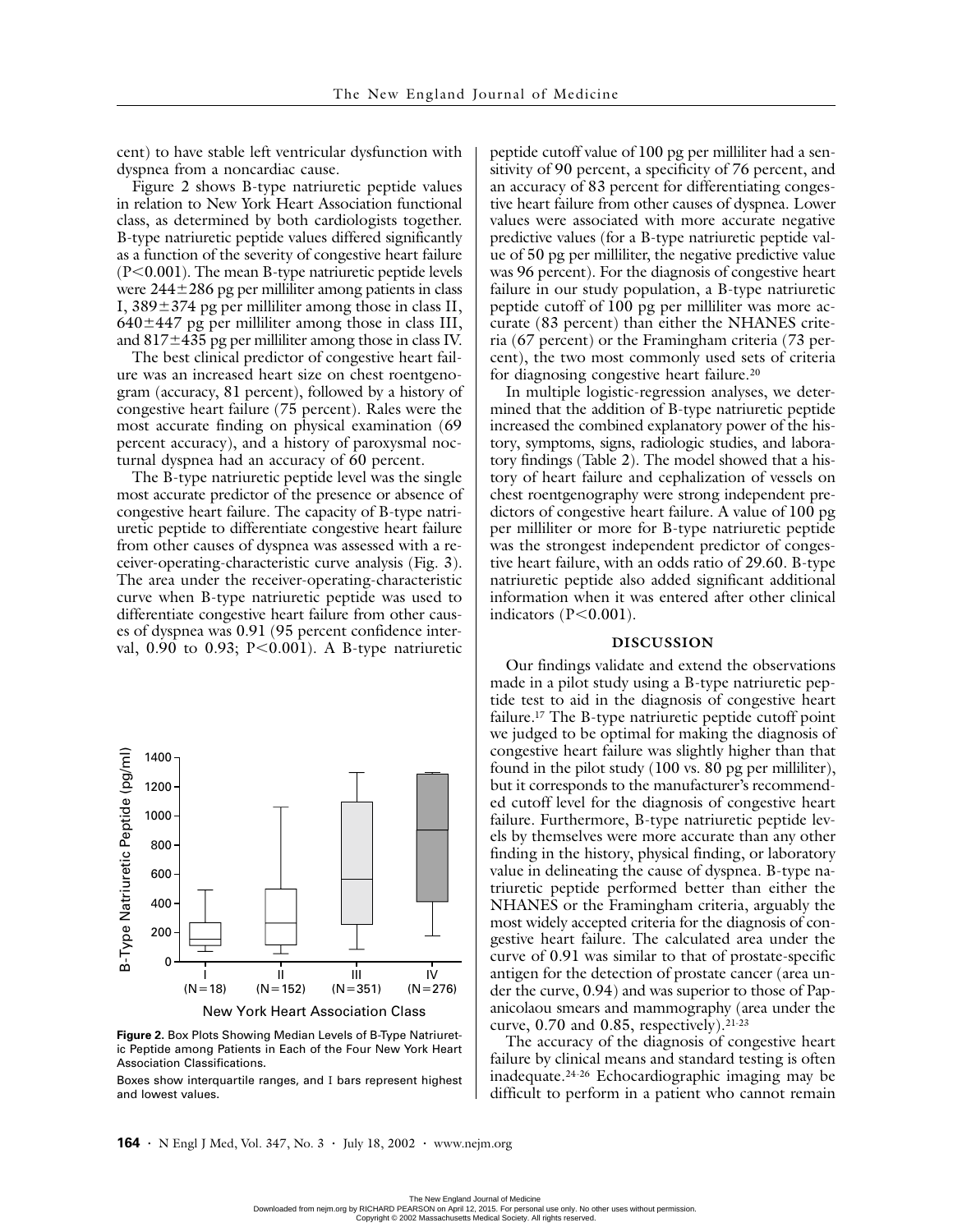cent) to have stable left ventricular dysfunction with dyspnea from a noncardiac cause.

Figure 2 shows B-type natriuretic peptide values in relation to New York Heart Association functional class, as determined by both cardiologists together. B-type natriuretic peptide values differed significantly as a function of the severity of congestive heart failure ($P<0.001$). The mean B-type natriuretic peptide levels were $244\pm286$ pg per milliliter among patients in class I, $389\pm374$ pg per milliliter among those in class II, $640\pm447$ pg per milliliter among those in class III, and $817\pm435$ pg per milliliter among those in class IV.

The best clinical predictor of congestive heart failure was an increased heart size on chest roentgenogram (accuracy, 81 percent), followed by a history of congestive heart failure (75 percent). Rales were the most accurate finding on physical examination (69 percent accuracy), and a history of paroxysmal nocturnal dyspnea had an accuracy of 60 percent.

The B-type natriuretic peptide level was the single most accurate predictor of the presence or absence of congestive heart failure. The capacity of B-type natriuretic peptide to differentiate congestive heart failure from other causes of dyspnea was assessed with a receiver-operating-characteristic curve analysis (Fig. 3). The area under the receiver-operating-characteristic curve when B-type natriuretic peptide was used to differentiate congestive heart failure from other causes of dyspnea was 0.91 (95 percent confidence interval, 0.90 to 0.93; $P<0.001$). A B-type natriuretic peptide cutoff value of 100 pg per milliliter had a sensitivity of 90 percent, a specificity of 76 percent, and an accuracy of 83 percent for differentiating congestive heart failure from other causes of dyspnea. Lower values were associated with more accurate negative predictive values (for a B-type natriuretic peptide value of 50 pg per milliliter, the negative predictive value was 96 percent). For the diagnosis of congestive heart failure in our study population, a B-type natriuretic peptide cutoff of 100 pg per milliliter was more accurate (83 percent) than either the NHANES criteria (67 percent) or the Framingham criteria (73 percent), the two most commonly used sets of criteria for diagnosing congestive heart failure.[20]

In multiple logistic-regression analyses, we determined that the addition of B-type natriuretic peptide increased the combined explanatory power of the history, symptoms, signs, radiologic studies, and laboratory findings (Table 2). The model showed that a history of heart failure and cephalization of vessels on chest roentgenography were strong independent predictors of congestive heart failure. A value of 100 pg per milliliter or more for B-type natriuretic peptide was the strongest independent predictor of congestive heart failure, with an odds ratio of 29.60. B-type natriuretic peptide also added significant additional information when it was entered after other clinical indicators ($P<0.001$).

**Figure 2.** Box Plots Showing Median Levels of B-Type Natriuretic Peptide among Patients in Each of the Four New York Heart Association Classifications.

Boxes show interquartile ranges, and I bars represent highest and lowest values.

## DISCUSSION

Our findings validate and extend the observations made in a pilot study using a B-type natriuretic peptide test to aid in the diagnosis of congestive heart failure.[17] The B-type natriuretic peptide cutoff point we judged to be optimal for making the diagnosis of congestive heart failure was slightly higher than that found in the pilot study (100 vs. 80 pg per milliliter), but it corresponds to the manufacturer's recommended cutoff level for the diagnosis of congestive heart failure. Furthermore, B-type natriuretic peptide levels by themselves were more accurate than any other finding in the history, physical finding, or laboratory value in delineating the cause of dyspnea. B-type natriuretic peptide performed better than either the NHANES or the Framingham criteria, arguably the most widely accepted criteria for the diagnosis of congestive heart failure. The calculated area under the curve of 0.91 was similar to that of prostate-specific antigen for the detection of prostate cancer (area under the curve, 0.94) and was superior to those of Papanicolaou smears and mammography (area under the curve, 0.70 and 0.85, respectively).[21-23]

The accuracy of the diagnosis of congestive heart failure by clinical means and standard testing is often inadequate.[24-26] Echocardiographic imaging may be difficult to perform in a patient who cannot remain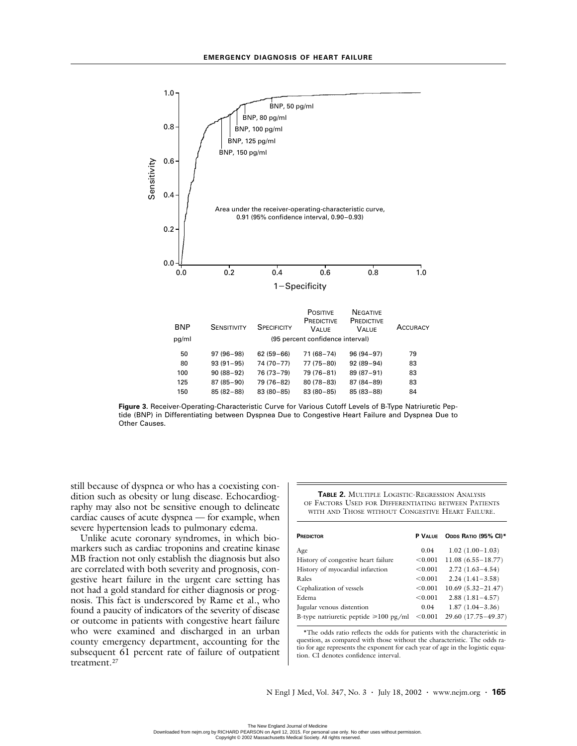| BNP pg/ml | Sensitivity | Specificity | Positive Predictive Value | Negative Predictive Value | Accuracy |
|---|---|---|---|---|---|
| | (95 percent confidence interval) | | | | |
| 50 | 97 (96–98) | 62 (59–66) | 71 (68–74) | 96 (94–97) | 79 |
| 80 | 93 (91–95) | 74 (70–77) | 77 (75–80) | 92 (89–94) | 83 |
| 100 | 90 (88–92) | 76 (73–79) | 79 (76–81) | 89 (87–91) | 83 |
| 125 | 87 (85–90) | 79 (76–82) | 80 (78–83) | 87 (84–89) | 83 |
| 150 | 85 (82–88) | 83 (80–85) | 83 (80–85) | 85 (83–88) | 84 |

**Figure 3.** Receiver-Operating-Characteristic Curve for Various Cutoff Levels of B-Type Natriuretic Peptide (BNP) in Differentiating between Dyspnea Due to Congestive Heart Failure and Dyspnea Due to Other Causes.

still because of dyspnea or who has a coexisting condition such as obesity or lung disease. Echocardiography may also not be sensitive enough to delineate cardiac causes of acute dyspnea — for example, when severe hypertension leads to pulmonary edema.

Unlike acute coronary syndromes, in which biomarkers such as cardiac troponins and creatine kinase MB fraction not only establish the diagnosis but also are correlated with both severity and prognosis, congestive heart failure in the urgent care setting has not had a gold standard for either diagnosis or prognosis. This fact is underscored by Rame et al., who found a paucity of indicators of the severity of disease or outcome in patients with congestive heart failure who were examined and discharged in an urban county emergency department, accounting for the subsequent 61 percent rate of failure of outpatient treatment.[27]

**Table 2.** Multiple Logistic-Regression Analysis of Factors Used for Differentiating between Patients with and Those without Congestive Heart Failure.

| Predictor | P Value | Odds Ratio (95% CI)* |
|---|---|---|
| Age | 0.04 | 1.02 (1.00–1.03) |
| History of congestive heart failure | <0.001 | 11.08 (6.55–18.77) |
| History of myocardial infarction | <0.001 | 2.72 (1.63–4.54) |
| Rales | <0.001 | 2.24 (1.41–3.58) |
| Cephalization of vessels | <0.001 | 10.69 (5.32–21.47) |
| Edema | <0.001 | 2.88 (1.81–4.57) |
| Jugular venous distention | 0.04 | 1.87 (1.04–3.36) |
| B-type natriuretic peptide ≥100 pg/ml | <0.001 | 29.60 (17.75–49.37) |

*The odds ratio reflects the odds for patients with the characteristic in question, as compared with those without the characteristic. The odds ratio for age represents the exponent for each year of age in the logistic equation. CI denotes confidence interval.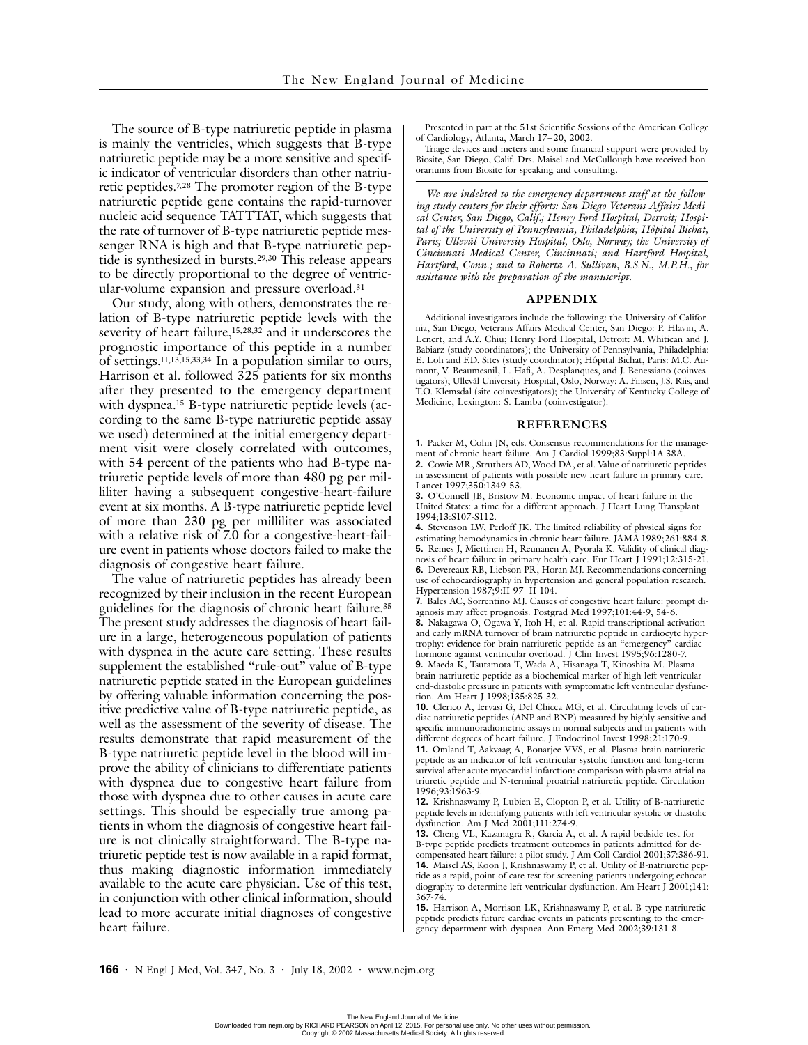The source of B-type natriuretic peptide in plasma is mainly the ventricles, which suggests that B-type natriuretic peptide may be a more sensitive and specific indicator of ventricular disorders than other natriuretic peptides.[7,28] The promoter region of the B-type natriuretic peptide gene contains the rapid-turnover nucleic acid sequence TATTTAT, which suggests that the rate of turnover of B-type natriuretic peptide messenger RNA is high and that B-type natriuretic peptide is synthesized in bursts.[29,30] This release appears to be directly proportional to the degree of ventricular-volume expansion and pressure overload.[31]

Our study, along with others, demonstrates the relation of B-type natriuretic peptide levels with the severity of heart failure,[15,28,32] and it underscores the prognostic importance of this peptide in a number of settings.[11,13,15,33,34] In a population similar to ours, Harrison et al. followed 325 patients for six months after they presented to the emergency department with dyspnea.[15] B-type natriuretic peptide levels (according to the same B-type natriuretic peptide assay we used) determined at the initial emergency department visit were closely correlated with outcomes, with 54 percent of the patients who had B-type natriuretic peptide levels of more than 480 pg per milliliter having a subsequent congestive-heart-failure event at six months. A B-type natriuretic peptide level of more than 230 pg per milliliter was associated with a relative risk of 7.0 for a congestive-heart-failure event in patients whose doctors failed to make the diagnosis of congestive heart failure.

The value of natriuretic peptides has already been recognized by their inclusion in the recent European guidelines for the diagnosis of chronic heart failure.[35] The present study addresses the diagnosis of heart failure in a large, heterogeneous population of patients with dyspnea in the acute care setting. These results supplement the established "rule-out" value of B-type natriuretic peptide stated in the European guidelines by offering valuable information concerning the positive predictive value of B-type natriuretic peptide, as well as the assessment of the severity of disease. The results demonstrate that rapid measurement of the B-type natriuretic peptide level in the blood will improve the ability of clinicians to differentiate patients with dyspnea due to congestive heart failure from those with dyspnea due to other causes in acute care settings. This should be especially true among patients in whom the diagnosis of congestive heart failure is not clinically straightforward. The B-type natriuretic peptide test is now available in a rapid format, thus making diagnostic information immediately available to the acute care physician. Use of this test, in conjunction with other clinical information, should lead to more accurate initial diagnoses of congestive heart failure.

Presented in part at the 51st Scientific Sessions of the American College of Cardiology, Atlanta, March 17–20, 2002.

Triage devices and meters and some financial support were provided by Biosite, San Diego, Calif. Drs. Maisel and McCullough have received honorariums from Biosite for speaking and consulting.

*We are indebted to the emergency department staff at the following study centers for their efforts: San Diego Veterans Affairs Medical Center, San Diego, Calif.; Henry Ford Hospital, Detroit; Hospital of the University of Pennsylvania, Philadelphia; Hôpital Bichat, Paris; Ullevål University Hospital, Oslo, Norway; the University of Cincinnati Medical Center, Cincinnati; and Hartford Hospital, Hartford, Conn.; and to Roberta A. Sullivan, B.S.N., M.P.H., for assistance with the preparation of the manuscript.*

## APPENDIX

Additional investigators include the following: the University of California, San Diego, Veterans Affairs Medical Center, San Diego: P. Hlavin, A. Lenert, and A.Y. Chiu; Henry Ford Hospital, Detroit: M. Whitican and J. Babiarz (study coordinators); the University of Pennsylvania, Philadelphia: E. Loh and F.D. Sites (study coordinator); Hôpital Bichat, Paris: M.C. Aumont, V. Beaumesnil, L. Hafi, A. Desplanques, and J. Benessiano (coinvestigators); Ullevål University Hospital, Oslo, Norway: A. Finsen, J.S. Riis, and T.O. Klemsdal (site coinvestigators); the University of Kentucky College of Medicine, Lexington: S. Lamba (coinvestigator).

## REFERENCES

**1.** Packer M, Cohn JN, eds. Consensus recommendations for the management of chronic heart failure. Am J Cardiol 1999;83:Suppl:1A-38A.

**2.** Cowie MR, Struthers AD, Wood DA, et al. Value of natriuretic peptides in assessment of patients with possible new heart failure in primary care. Lancet 1997;350:1349-53.

**3.** O'Connell JB, Bristow M. Economic impact of heart failure in the United States: a time for a different approach. J Heart Lung Transplant 1994;13:S107-S112.

**4.** Stevenson LW, Perloff JK. The limited reliability of physical signs for estimating hemodynamics in chronic heart failure. JAMA 1989;261:884-8.

**5.** Remes J, Miettinen H, Reunanen A, Pyorala K. Validity of clinical diagnosis of heart failure in primary health care. Eur Heart J 1991;12:315-21.

**6.** Devereaux RB, Liebson PR, Horan MJ. Recommendations concerning use of echocardiography in hypertension and general population research. Hypertension 1987;9:II-97–II-104.

**7.** Bales AC, Sorrentino MJ. Causes of congestive heart failure: prompt diagnosis may affect prognosis. Postgrad Med 1997;101:44-9, 54-6.

**8.** Nakagawa O, Ogawa Y, Itoh H, et al. Rapid transcriptional activation and early mRNA turnover of brain natriuretic peptide in cardiocyte hypertrophy: evidence for brain natriuretic peptide as an "emergency" cardiac hormone against ventricular overload. J Clin Invest 1995;96:1280-7.

**9.** Maeda K, Tsutamota T, Wada A, Hisanaga T, Kinoshita M. Plasma brain natriuretic peptide as a biochemical marker of high left ventricular end-diastolic pressure in patients with symptomatic left ventricular dysfunction. Am Heart J 1998;135:825-32.

**10.** Clerico A, Iervasi G, Del Chicca MG, et al. Circulating levels of cardiac natriuretic peptides (ANP and BNP) measured by highly sensitive and specific immunoradiometric assays in normal subjects and in patients with different degrees of heart failure. J Endocrinol Invest 1998;21:170-9.

**11.** Omland T, Aakvaag A, Bonarjee VVS, et al. Plasma brain natriuretic peptide as an indicator of left ventricular systolic function and long-term survival after acute myocardial infarction: comparison with plasma atrial natriuretic peptide and N-terminal proatrial natriuretic peptide. Circulation 1996;93:1963-9.

**12.** Krishnaswamy P, Lubien E, Clopton P, et al. Utility of B-natriuretic peptide levels in identifying patients with left ventricular systolic or diastolic dysfunction. Am J Med 2001;111:274-9.

**13.** Cheng VL, Kazanagra R, Garcia A, et al. A rapid bedside test for B-type peptide predicts treatment outcomes in patients admitted for decompensated heart failure: a pilot study. J Am Coll Cardiol 2001;37:386-91.

**14.** Maisel AS, Koon J, Krishnaswamy P, et al. Utility of B-natriuretic peptide as a rapid, point-of-care test for screening patients undergoing echocardiography to determine left ventricular dysfunction. Am Heart J 2001;141:367-74.

**15.** Harrison A, Morrison LK, Krishnaswamy P, et al. B-type natriuretic peptide predicts future cardiac events in patients presenting to the emergency department with dyspnea. Ann Emerg Med 2002;39:131-8.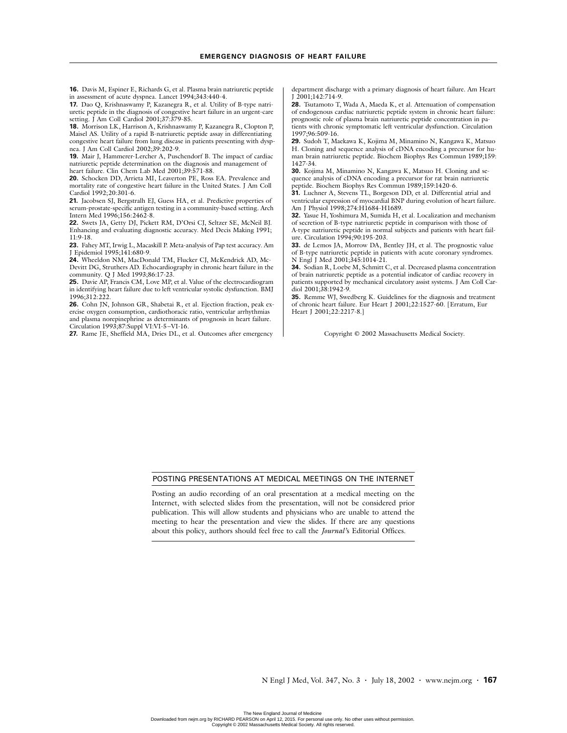**16.** Davis M, Espiner E, Richards G, et al. Plasma brain natriuretic peptide in assessment of acute dyspnea. Lancet 1994;343:440-4.

**17.** Dao Q, Krishnaswamy P, Kazanegra R, et al. Utility of B-type natriuretic peptide in the diagnosis of congestive heart failure in an urgent-care setting. J Am Coll Cardiol 2001;37:379-85.

**18.** Morrison LK, Harrison A, Krishnaswamy P, Kazanegra R, Clopton P, Maisel AS. Utility of a rapid B-natriuretic peptide assay in differentiating congestive heart failure from lung disease in patients presenting with dyspnea. J Am Coll Cardiol 2002;39:202-9.

**19.** Mair J, Hammerer-Lercher A, Puschendorf B. The impact of cardiac natriuretic peptide determination on the diagnosis and management of heart failure. Clin Chem Lab Med 2001;39:571-88.

**20.** Schocken DD, Arrieta MI, Leaverton PE, Ross EA. Prevalence and mortality rate of congestive heart failure in the United States. J Am Coll Cardiol 1992;20:301-6.

**21.** Jacobsen SJ, Bergstralh EJ, Guess HA, et al. Predictive properties of serum-prostate-specific antigen testing in a community-based setting. Arch Intern Med 1996;156:2462-8.

**22.** Swets JA, Getty DJ, Pickett RM, D'Orsi CJ, Seltzer SE, McNeil BJ. Enhancing and evaluating diagnostic accuracy. Med Decis Making 1991; 11:9-18.

**23.** Fahey MT, Irwig L, Macaskill P. Meta-analysis of Pap test accuracy. Am J Epidemiol 1995;141:680-9.

**24.** Wheeldon NM, MacDonald TM, Flucker CJ, McKendrick AD, McDevitt DG, Struthers AD. Echocardiography in chronic heart failure in the community. Q J Med 1993;86:17-23.

**25.** Davie AP, Francis CM, Love MP, et al. Value of the electrocardiogram in identifying heart failure due to left ventricular systolic dysfunction. BMJ 1996;312:222.

**26.** Cohn JN, Johnson GR, Shabetai R, et al. Ejection fraction, peak exercise oxygen consumption, cardiothoracic ratio, ventricular arrhythmias and plasma norepinephrine as determinants of prognosis in heart failure. Circulation 1993;87:Suppl VI:VI-5–VI-16.

**27.** Rame JE, Sheffield MA, Dries DL, et al. Outcomes after emergency department discharge with a primary diagnosis of heart failure. Am Heart J 2001;142:714-9.

**28.** Tsutamoto T, Wada A, Maeda K, et al. Attenuation of compensation of endogenous cardiac natriuretic peptide system in chronic heart failure: prognostic role of plasma brain natriuretic peptide concentration in patients with chronic symptomatic left ventricular dysfunction. Circulation 1997;96:509-16.

**29.** Sudoh T, Maekawa K, Kojima M, Minamino N, Kangawa K, Matsuo H. Cloning and sequence analysis of cDNA encoding a precursor for human brain natriuretic peptide. Biochem Biophys Res Commun 1989;159: 1427-34.

**30.** Kojima M, Minamino N, Kangawa K, Matsuo H. Cloning and sequence analysis of cDNA encoding a precursor for rat brain natriuretic peptide. Biochem Biophys Res Commun 1989;159:1420-6.

**31.** Luchner A, Stevens TL, Borgeson DD, et al. Differential atrial and ventricular expression of myocardial BNP during evolution of heart failure. Am J Physiol 1998;274:H1684-H1689.

**32.** Yasue H, Yoshimura M, Sumida H, et al. Localization and mechanism of secretion of B-type natriuretic peptide in comparison with those of A-type natriuretic peptide in normal subjects and patients with heart failure. Circulation 1994;90:195-203.

**33.** de Lemos JA, Morrow DA, Bentley JH, et al. The prognostic value of B-type natriuretic peptide in patients with acute coronary syndromes. N Engl J Med 2001;345:1014-21.

**34.** Sodian R, Loebe M, Schmitt C, et al. Decreased plasma concentration of brain natriuretic peptide as a potential indicator of cardiac recovery in patients supported by mechanical circulatory assist systems. J Am Coll Cardiol 2001;38:1942-9.

**35.** Remme WJ, Swedberg K. Guidelines for the diagnosis and treatment of chronic heart failure. Eur Heart J 2001;22:1527-60. [Erratum, Eur Heart J 2001;22:2217-8.]

Copyright © 2002 Massachusetts Medical Society.

## POSTING PRESENTATIONS AT MEDICAL MEETINGS ON THE INTERNET

Posting an audio recording of an oral presentation at a medical meeting on the Internet, with selected slides from the presentation, will not be considered prior publication. This will allow students and physicians who are unable to attend the meeting to hear the presentation and view the slides. If there are any questions about this policy, authors should feel free to call the *Journal's* Editorial Offices.